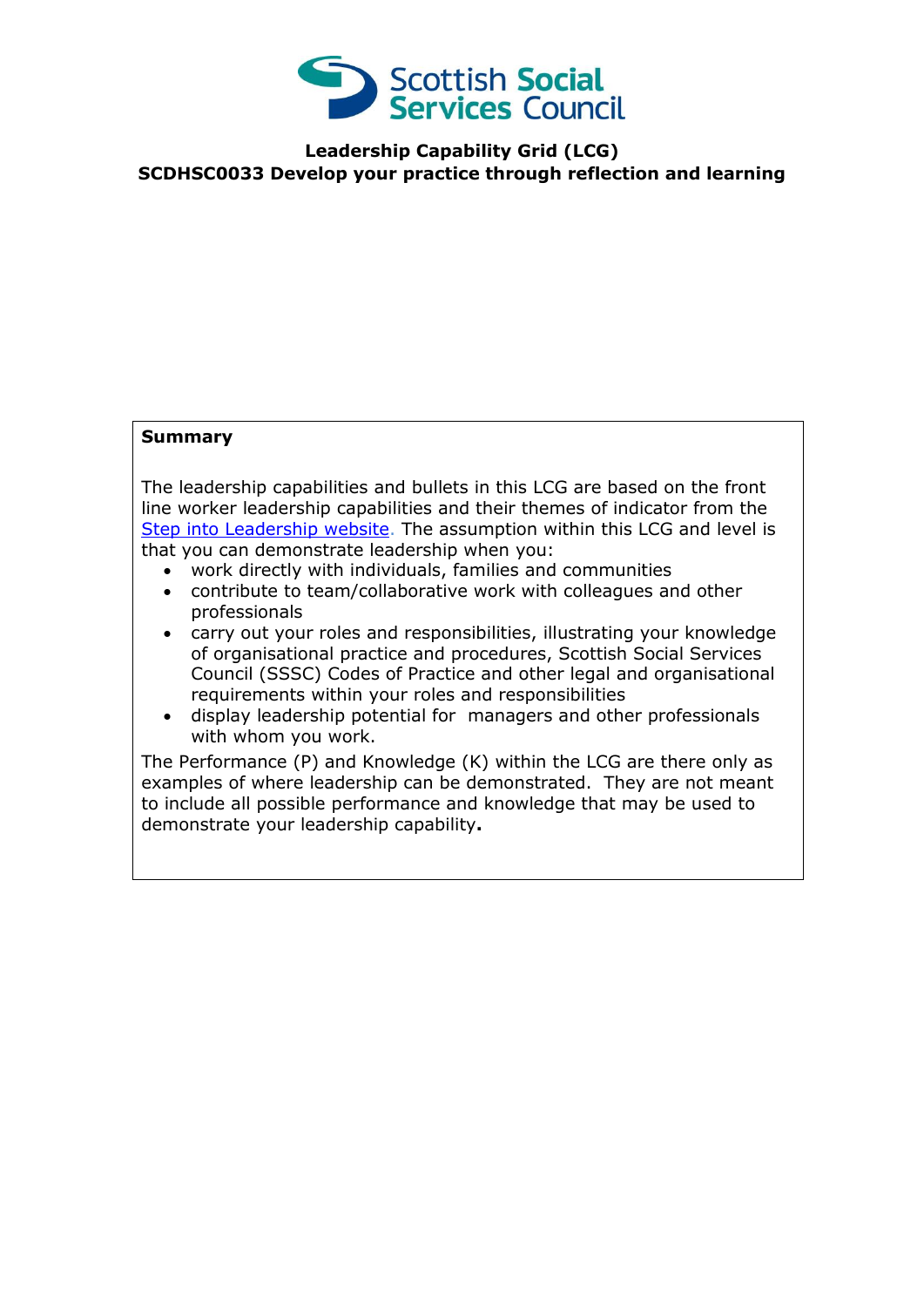Scottish Social Services Council

# Leadership Capability Grid (LCG)
## SCDHSC0033 Develop your practice through reflection and learning

**Summary**

The leadership capabilities and bullets in this LCG are based on the front line worker leadership capabilities and their themes of indicator from the Step into Leadership website. The assumption within this LCG and level is that you can demonstrate leadership when you:

- work directly with individuals, families and communities
- contribute to team/collaborative work with colleagues and other professionals
- carry out your roles and responsibilities, illustrating your knowledge of organisational practice and procedures, Scottish Social Services Council (SSSC) Codes of Practice and other legal and organisational requirements within your roles and responsibilities
- display leadership potential for managers and other professionals with whom you work.

The Performance (P) and Knowledge (K) within the LCG are there only as examples of where leadership can be demonstrated. They are not meant to include all possible performance and knowledge that may be used to demonstrate your leadership capability**.**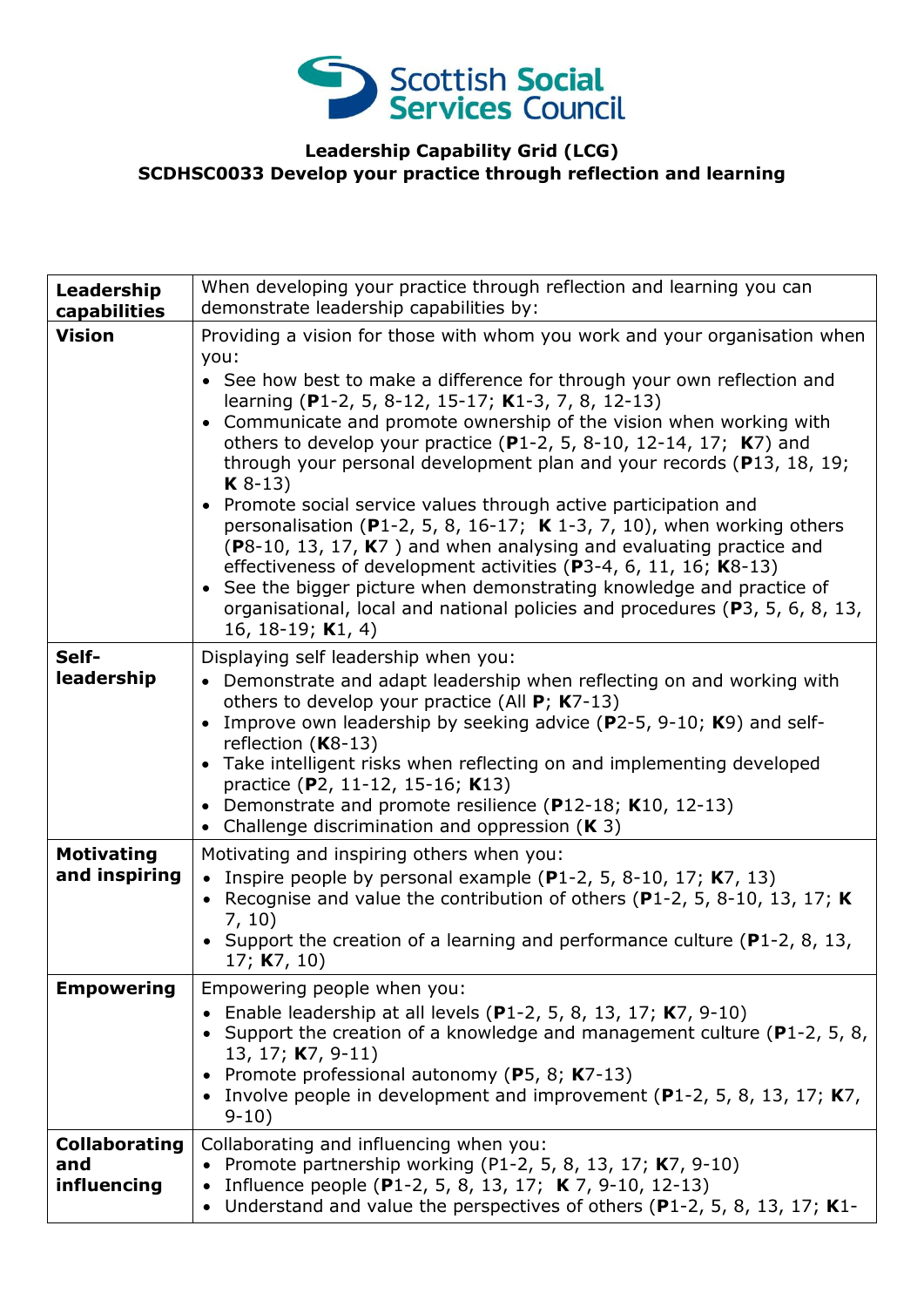Scottish Social Services Council

**Leadership Capability Grid (LCG)**
**SCDHSC0033 Develop your practice through reflection and learning**

| Leadership capabilities | When developing your practice through reflection and learning you can demonstrate leadership capabilities by: |
|---|---|
| **Vision** | Providing a vision for those with whom you work and your organisation when you:<br>• See how best to make a difference for through your own reflection and learning (**P**1-2, 5, 8-12, 15-17; **K**1-3, 7, 8, 12-13)<br>• Communicate and promote ownership of the vision when working with others to develop your practice (**P**1-2, 5, 8-10, 12-14, 17; **K**7) and through your personal development plan and your records (**P**13, 18, 19; **K** 8-13)<br>• Promote social service values through active participation and personalisation (**P**1-2, 5, 8, 16-17; **K** 1-3, 7, 10), when working others (**P**8-10, 13, 17, **K**7 ) and when analysing and evaluating practice and effectiveness of development activities (**P**3-4, 6, 11, 16; **K**8-13)<br>• See the bigger picture when demonstrating knowledge and practice of organisational, local and national policies and procedures (**P**3, 5, 6, 8, 13, 16, 18-19; **K**1, 4) |
| **Self-leadership** | Displaying self leadership when you:<br>• Demonstrate and adapt leadership when reflecting on and working with others to develop your practice (All **P**; **K**7-13)<br>• Improve own leadership by seeking advice (**P**2-5, 9-10; **K**9) and self-reflection (**K**8-13)<br>• Take intelligent risks when reflecting on and implementing developed practice (**P**2, 11-12, 15-16; **K**13)<br>• Demonstrate and promote resilience (**P**12-18; **K**10, 12-13)<br>• Challenge discrimination and oppression (**K** 3) |
| **Motivating and inspiring** | Motivating and inspiring others when you:<br>• Inspire people by personal example (**P**1-2, 5, 8-10, 17; **K**7, 13)<br>• Recognise and value the contribution of others (**P**1-2, 5, 8-10, 13, 17; **K** 7, 10)<br>• Support the creation of a learning and performance culture (**P**1-2, 8, 13, 17; **K**7, 10) |
| **Empowering** | Empowering people when you:<br>• Enable leadership at all levels (**P**1-2, 5, 8, 13, 17; **K**7, 9-10)<br>• Support the creation of a knowledge and management culture (**P**1-2, 5, 8, 13, 17; **K**7, 9-11)<br>• Promote professional autonomy (**P**5, 8; **K**7-13)<br>• Involve people in development and improvement (**P**1-2, 5, 8, 13, 17; **K**7, 9-10) |
| **Collaborating and influencing** | Collaborating and influencing when you:<br>• Promote partnership working (P1-2, 5, 8, 13, 17; **K**7, 9-10)<br>• Influence people (**P**1-2, 5, 8, 13, 17; **K** 7, 9-10, 12-13)<br>• Understand and value the perspectives of others (**P**1-2, 5, 8, 13, 17; **K**1- |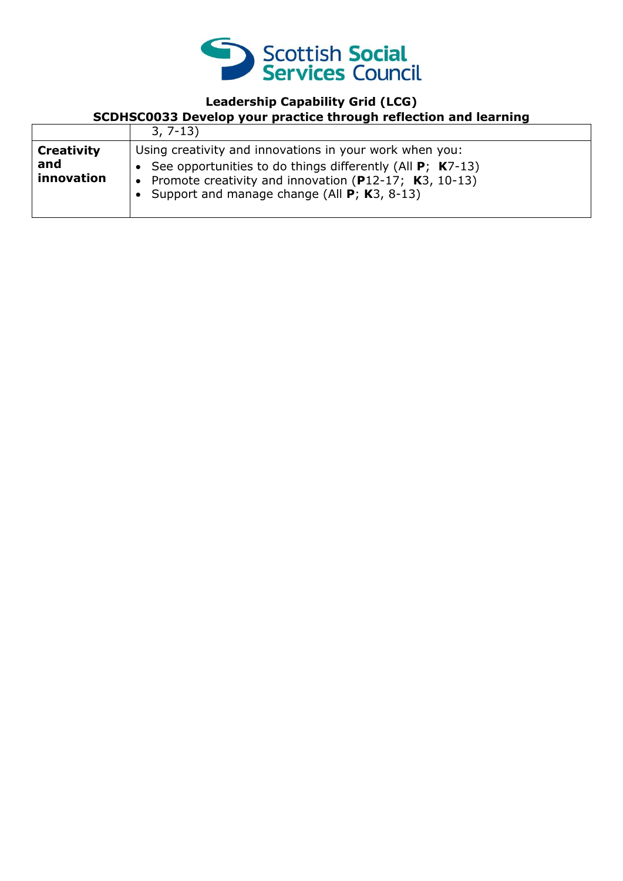**Leadership Capability Grid (LCG)**
**SCDHSC0033 Develop your practice through reflection and learning**

| | |
|---|---|
| | 3, 7-13) |
| **Creativity and innovation** | Using creativity and innovations in your work when you:<br>• See opportunities to do things differently (All **P**; **K**7-13)<br>• Promote creativity and innovation (**P**12-17; **K**3, 10-13)<br>• Support and manage change (All **P**; **K**3, 8-13) |